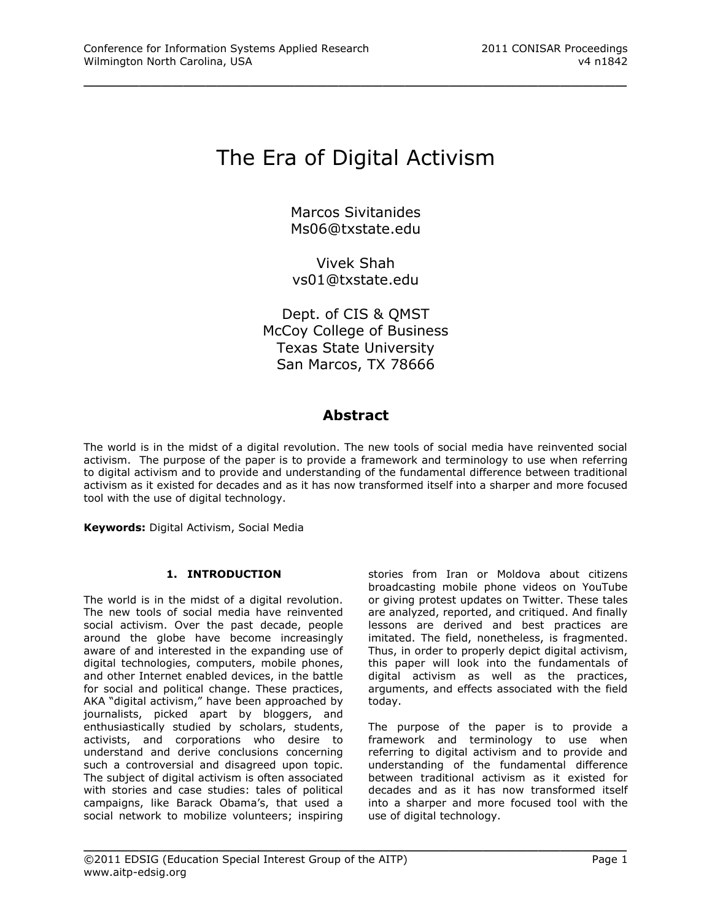# The Era of Digital Activism

Marcos Sivitanides
Ms06@txstate.edu

Vivek Shah
vs01@txstate.edu

Dept. of CIS & QMST
McCoy College of Business
Texas State University
San Marcos, TX 78666

## Abstract

The world is in the midst of a digital revolution. The new tools of social media have reinvented social activism. The purpose of the paper is to provide a framework and terminology to use when referring to digital activism and to provide and understanding of the fundamental difference between traditional activism as it existed for decades and as it has now transformed itself into a sharper and more focused tool with the use of digital technology.

**Keywords:** Digital Activism, Social Media

## 1. INTRODUCTION

The world is in the midst of a digital revolution. The new tools of social media have reinvented social activism. Over the past decade, people around the globe have become increasingly aware of and interested in the expanding use of digital technologies, computers, mobile phones, and other Internet enabled devices, in the battle for social and political change. These practices, AKA "digital activism," have been approached by journalists, picked apart by bloggers, and enthusiastically studied by scholars, students, activists, and corporations who desire to understand and derive conclusions concerning such a controversial and disagreed upon topic. The subject of digital activism is often associated with stories and case studies: tales of political campaigns, like Barack Obama's, that used a social network to mobilize volunteers; inspiring stories from Iran or Moldova about citizens broadcasting mobile phone videos on YouTube or giving protest updates on Twitter. These tales are analyzed, reported, and critiqued. And finally lessons are derived and best practices are imitated. The field, nonetheless, is fragmented. Thus, in order to properly depict digital activism, this paper will look into the fundamentals of digital activism as well as the practices, arguments, and effects associated with the field today.

The purpose of the paper is to provide a framework and terminology to use when referring to digital activism and to provide and understanding of the fundamental difference between traditional activism as it existed for decades and as it has now transformed itself into a sharper and more focused tool with the use of digital technology.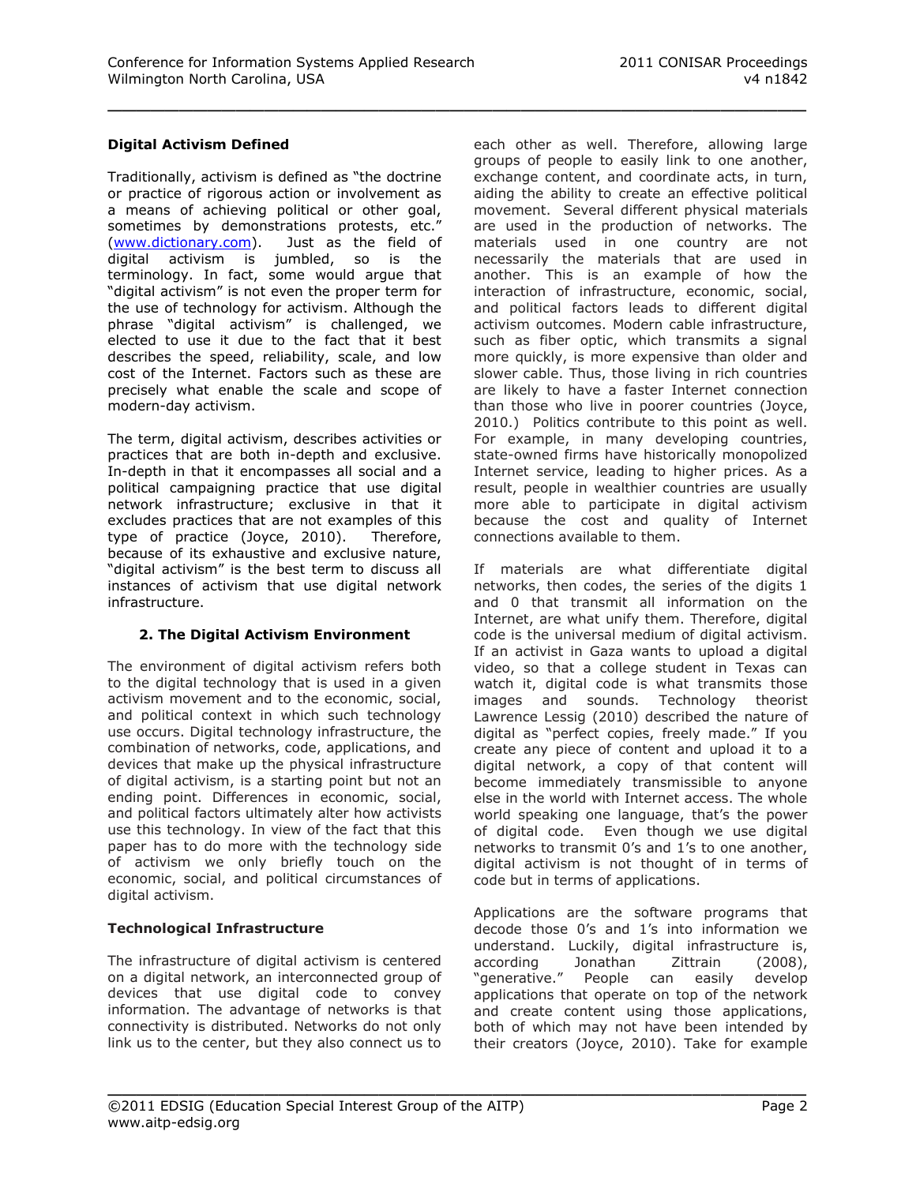**Digital Activism Defined**

Traditionally, activism is defined as "the doctrine or practice of rigorous action or involvement as a means of achieving political or other goal, sometimes by demonstrations protests, etc." (www.dictionary.com). Just as the field of digital activism is jumbled, so is the terminology. In fact, some would argue that "digital activism" is not even the proper term for the use of technology for activism. Although the phrase "digital activism" is challenged, we elected to use it due to the fact that it best describes the speed, reliability, scale, and low cost of the Internet. Factors such as these are precisely what enable the scale and scope of modern-day activism.

The term, digital activism, describes activities or practices that are both in-depth and exclusive. In-depth in that it encompasses all social and a political campaigning practice that use digital network infrastructure; exclusive in that it excludes practices that are not examples of this type of practice (Joyce, 2010). Therefore, because of its exhaustive and exclusive nature, "digital activism" is the best term to discuss all instances of activism that use digital network infrastructure.

## 2. The Digital Activism Environment

The environment of digital activism refers both to the digital technology that is used in a given activism movement and to the economic, social, and political context in which such technology use occurs. Digital technology infrastructure, the combination of networks, code, applications, and devices that make up the physical infrastructure of digital activism, is a starting point but not an ending point. Differences in economic, social, and political factors ultimately alter how activists use this technology. In view of the fact that this paper has to do more with the technology side of activism we only briefly touch on the economic, social, and political circumstances of digital activism.

### Technological Infrastructure

The infrastructure of digital activism is centered on a digital network, an interconnected group of devices that use digital code to convey information. The advantage of networks is that connectivity is distributed. Networks do not only link us to the center, but they also connect us to each other as well. Therefore, allowing large groups of people to easily link to one another, exchange content, and coordinate acts, in turn, aiding the ability to create an effective political movement. Several different physical materials are used in the production of networks. The materials used in one country are not necessarily the materials that are used in another. This is an example of how the interaction of infrastructure, economic, social, and political factors leads to different digital activism outcomes. Modern cable infrastructure, such as fiber optic, which transmits a signal more quickly, is more expensive than older and slower cable. Thus, those living in rich countries are likely to have a faster Internet connection than those who live in poorer countries (Joyce, 2010.) Politics contribute to this point as well. For example, in many developing countries, state-owned firms have historically monopolized Internet service, leading to higher prices. As a result, people in wealthier countries are usually more able to participate in digital activism because the cost and quality of Internet connections available to them.

If materials are what differentiate digital networks, then codes, the series of the digits 1 and 0 that transmit all information on the Internet, are what unify them. Therefore, digital code is the universal medium of digital activism. If an activist in Gaza wants to upload a digital video, so that a college student in Texas can watch it, digital code is what transmits those images and sounds. Technology theorist Lawrence Lessig (2010) described the nature of digital as "perfect copies, freely made." If you create any piece of content and upload it to a digital network, a copy of that content will become immediately transmissible to anyone else in the world with Internet access. The whole world speaking one language, that's the power of digital code. Even though we use digital networks to transmit 0's and 1's to one another, digital activism is not thought of in terms of code but in terms of applications.

Applications are the software programs that decode those 0's and 1's into information we understand. Luckily, digital infrastructure is, according Jonathan Zittrain (2008), "generative." People can easily develop applications that operate on top of the network and create content using those applications, both of which may not have been intended by their creators (Joyce, 2010). Take for example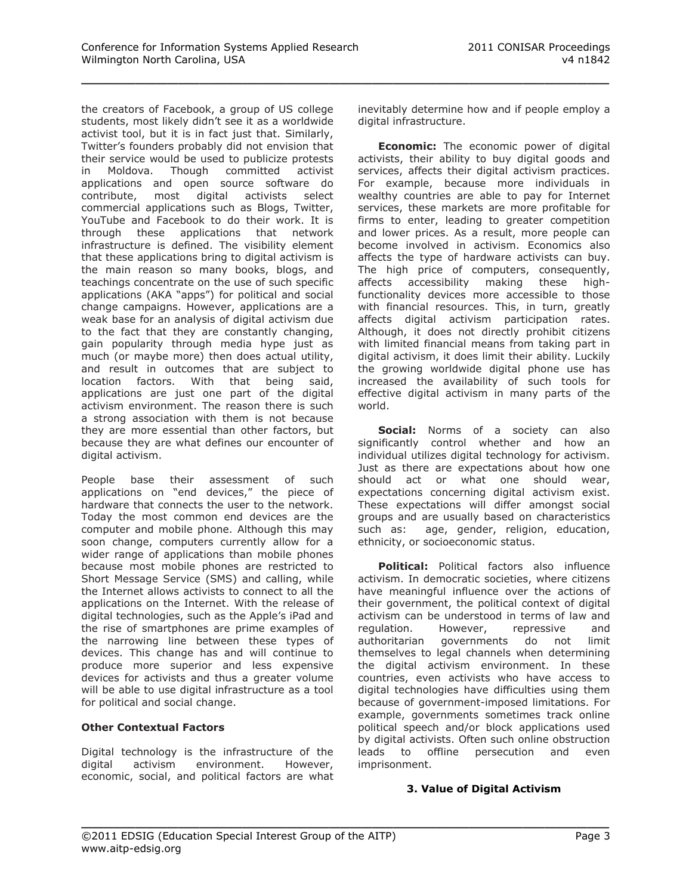the creators of Facebook, a group of US college students, most likely didn't see it as a worldwide activist tool, but it is in fact just that. Similarly, Twitter's founders probably did not envision that their service would be used to publicize protests in Moldova. Though committed activist applications and open source software do contribute, most digital activists select commercial applications such as Blogs, Twitter, YouTube and Facebook to do their work. It is through these applications that network infrastructure is defined. The visibility element that these applications bring to digital activism is the main reason so many books, blogs, and teachings concentrate on the use of such specific applications (AKA "apps") for political and social change campaigns. However, applications are a weak base for an analysis of digital activism due to the fact that they are constantly changing, gain popularity through media hype just as much (or maybe more) then does actual utility, and result in outcomes that are subject to location factors. With that being said, applications are just one part of the digital activism environment. The reason there is such a strong association with them is not because they are more essential than other factors, but because they are what defines our encounter of digital activism.

People base their assessment of such applications on "end devices," the piece of hardware that connects the user to the network. Today the most common end devices are the computer and mobile phone. Although this may soon change, computers currently allow for a wider range of applications than mobile phones because most mobile phones are restricted to Short Message Service (SMS) and calling, while the Internet allows activists to connect to all the applications on the Internet. With the release of digital technologies, such as the Apple's iPad and the rise of smartphones are prime examples of the narrowing line between these types of devices. This change has and will continue to produce more superior and less expensive devices for activists and thus a greater volume will be able to use digital infrastructure as a tool for political and social change.

### Other Contextual Factors

Digital technology is the infrastructure of the digital activism environment. However, economic, social, and political factors are what inevitably determine how and if people employ a digital infrastructure.

**Economic:** The economic power of digital activists, their ability to buy digital goods and services, affects their digital activism practices. For example, because more individuals in wealthy countries are able to pay for Internet services, these markets are more profitable for firms to enter, leading to greater competition and lower prices. As a result, more people can become involved in activism. Economics also affects the type of hardware activists can buy. The high price of computers, consequently, affects accessibility making these high-functionality devices more accessible to those with financial resources. This, in turn, greatly affects digital activism participation rates. Although, it does not directly prohibit citizens with limited financial means from taking part in digital activism, it does limit their ability. Luckily the growing worldwide digital phone use has increased the availability of such tools for effective digital activism in many parts of the world.

**Social:** Norms of a society can also significantly control whether and how an individual utilizes digital technology for activism. Just as there are expectations about how one should act or what one should wear, expectations concerning digital activism exist. These expectations will differ amongst social groups and are usually based on characteristics such as: age, gender, religion, education, ethnicity, or socioeconomic status.

**Political:** Political factors also influence activism. In democratic societies, where citizens have meaningful influence over the actions of their government, the political context of digital activism can be understood in terms of law and regulation. However, repressive and authoritarian governments do not limit themselves to legal channels when determining the digital activism environment. In these countries, even activists who have access to digital technologies have difficulties using them because of government-imposed limitations. For example, governments sometimes track online political speech and/or block applications used by digital activists. Often such online obstruction leads to offline persecution and even imprisonment.

## 3. Value of Digital Activism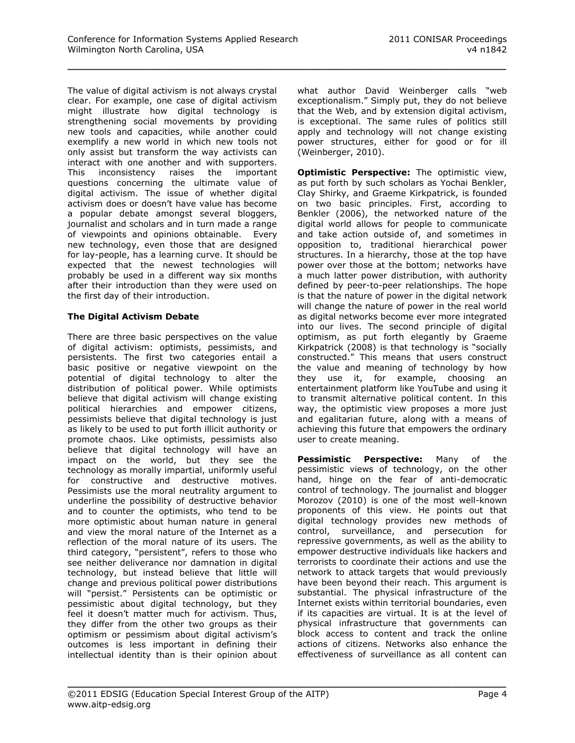The value of digital activism is not always crystal clear. For example, one case of digital activism might illustrate how digital technology is strengthening social movements by providing new tools and capacities, while another could exemplify a new world in which new tools not only assist but transform the way activists can interact with one another and with supporters. This inconsistency raises the important questions concerning the ultimate value of digital activism. The issue of whether digital activism does or doesn't have value has become a popular debate amongst several bloggers, journalist and scholars and in turn made a range of viewpoints and opinions obtainable. Every new technology, even those that are designed for lay-people, has a learning curve. It should be expected that the newest technologies will probably be used in a different way six months after their introduction than they were used on the first day of their introduction.

**The Digital Activism Debate**

There are three basic perspectives on the value of digital activism: optimists, pessimists, and persistents. The first two categories entail a basic positive or negative viewpoint on the potential of digital technology to alter the distribution of political power. While optimists believe that digital activism will change existing political hierarchies and empower citizens, pessimists believe that digital technology is just as likely to be used to put forth illicit authority or promote chaos. Like optimists, pessimists also believe that digital technology will have an impact on the world, but they see the technology as morally impartial, uniformly useful for constructive and destructive motives. Pessimists use the moral neutrality argument to underline the possibility of destructive behavior and to counter the optimists, who tend to be more optimistic about human nature in general and view the moral nature of the Internet as a reflection of the moral nature of its users. The third category, "persistent", refers to those who see neither deliverance nor damnation in digital technology, but instead believe that little will change and previous political power distributions will "persist." Persistents can be optimistic or pessimistic about digital technology, but they feel it doesn't matter much for activism. Thus, they differ from the other two groups as their optimism or pessimism about digital activism's outcomes is less important in defining their intellectual identity than is their opinion about what author David Weinberger calls "web exceptionalism." Simply put, they do not believe that the Web, and by extension digital activism, is exceptional. The same rules of politics still apply and technology will not change existing power structures, either for good or for ill (Weinberger, 2010).

**Optimistic Perspective:** The optimistic view, as put forth by such scholars as Yochai Benkler, Clay Shirky, and Graeme Kirkpatrick, is founded on two basic principles. First, according to Benkler (2006), the networked nature of the digital world allows for people to communicate and take action outside of, and sometimes in opposition to, traditional hierarchical power structures. In a hierarchy, those at the top have power over those at the bottom; networks have a much latter power distribution, with authority defined by peer-to-peer relationships. The hope is that the nature of power in the digital network will change the nature of power in the real world as digital networks become ever more integrated into our lives. The second principle of digital optimism, as put forth elegantly by Graeme Kirkpatrick (2008) is that technology is "socially constructed." This means that users construct the value and meaning of technology by how they use it, for example, choosing an entertainment platform like YouTube and using it to transmit alternative political content. In this way, the optimistic view proposes a more just and egalitarian future, along with a means of achieving this future that empowers the ordinary user to create meaning.

**Pessimistic Perspective:** Many of the pessimistic views of technology, on the other hand, hinge on the fear of anti-democratic control of technology. The journalist and blogger Morozov (2010) is one of the most well-known proponents of this view. He points out that digital technology provides new methods of control, surveillance, and persecution for repressive governments, as well as the ability to empower destructive individuals like hackers and terrorists to coordinate their actions and use the network to attack targets that would previously have been beyond their reach. This argument is substantial. The physical infrastructure of the Internet exists within territorial boundaries, even if its capacities are virtual. It is at the level of physical infrastructure that governments can block access to content and track the online actions of citizens. Networks also enhance the effectiveness of surveillance as all content can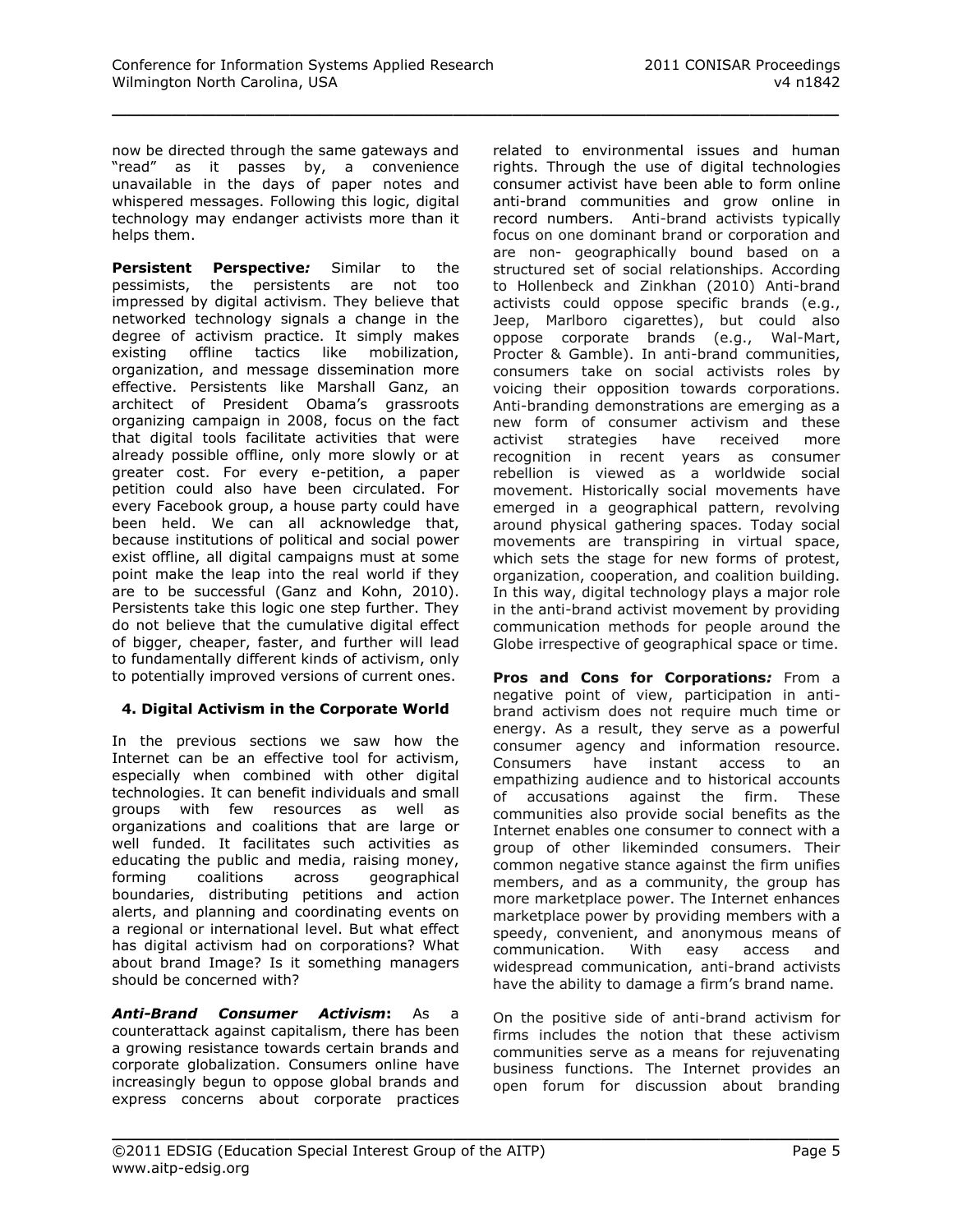now be directed through the same gateways and "read" as it passes by, a convenience unavailable in the days of paper notes and whispered messages. Following this logic, digital technology may endanger activists more than it helps them.

**Persistent Perspective*:*** Similar to the pessimists, the persistents are not too impressed by digital activism. They believe that networked technology signals a change in the degree of activism practice. It simply makes existing offline tactics like mobilization, organization, and message dissemination more effective. Persistents like Marshall Ganz, an architect of President Obama's grassroots organizing campaign in 2008, focus on the fact that digital tools facilitate activities that were already possible offline, only more slowly or at greater cost. For every e-petition, a paper petition could also have been circulated. For every Facebook group, a house party could have been held. We can all acknowledge that, because institutions of political and social power exist offline, all digital campaigns must at some point make the leap into the real world if they are to be successful (Ganz and Kohn, 2010). Persistents take this logic one step further. They do not believe that the cumulative digital effect of bigger, cheaper, faster, and further will lead to fundamentally different kinds of activism, only to potentially improved versions of current ones.

## 4. Digital Activism in the Corporate World

In the previous sections we saw how the Internet can be an effective tool for activism, especially when combined with other digital technologies. It can benefit individuals and small groups with few resources as well as organizations and coalitions that are large or well funded. It facilitates such activities as educating the public and media, raising money, forming coalitions across geographical boundaries, distributing petitions and action alerts, and planning and coordinating events on a regional or international level. But what effect has digital activism had on corporations? What about brand Image? Is it something managers should be concerned with?

***Anti-Brand Consumer Activism*:** As a counterattack against capitalism, there has been a growing resistance towards certain brands and corporate globalization. Consumers online have increasingly begun to oppose global brands and express concerns about corporate practices related to environmental issues and human rights. Through the use of digital technologies consumer activist have been able to form online anti-brand communities and grow online in record numbers. Anti-brand activists typically focus on one dominant brand or corporation and are non- geographically bound based on a structured set of social relationships. According to Hollenbeck and Zinkhan (2010) Anti-brand activists could oppose specific brands (e.g., Jeep, Marlboro cigarettes), but could also oppose corporate brands (e.g., Wal-Mart, Procter & Gamble). In anti-brand communities, consumers take on social activists roles by voicing their opposition towards corporations. Anti-branding demonstrations are emerging as a new form of consumer activism and these activist strategies have received more recognition in recent years as consumer rebellion is viewed as a worldwide social movement. Historically social movements have emerged in a geographical pattern, revolving around physical gathering spaces. Today social movements are transpiring in virtual space, which sets the stage for new forms of protest, organization, cooperation, and coalition building. In this way, digital technology plays a major role in the anti-brand activist movement by providing communication methods for people around the Globe irrespective of geographical space or time.

**Pros and Cons for Corporations*:*** From a negative point of view, participation in anti-brand activism does not require much time or energy. As a result, they serve as a powerful consumer agency and information resource. Consumers have instant access to an empathizing audience and to historical accounts of accusations against the firm. These communities also provide social benefits as the Internet enables one consumer to connect with a group of other likeminded consumers. Their common negative stance against the firm unifies members, and as a community, the group has more marketplace power. The Internet enhances marketplace power by providing members with a speedy, convenient, and anonymous means of communication. With easy access and widespread communication, anti-brand activists have the ability to damage a firm's brand name.

On the positive side of anti-brand activism for firms includes the notion that these activism communities serve as a means for rejuvenating business functions. The Internet provides an open forum for discussion about branding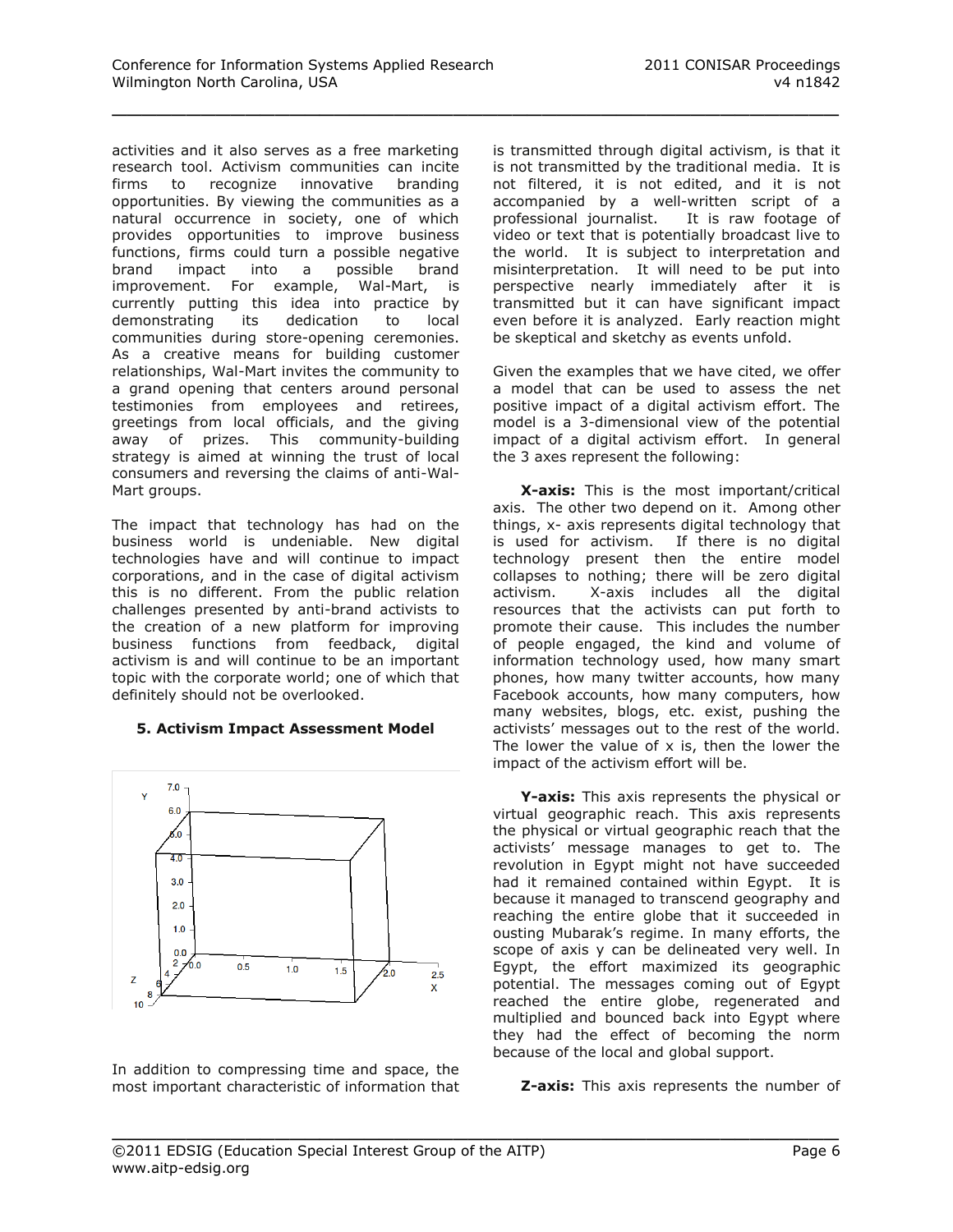activities and it also serves as a free marketing research tool. Activism communities can incite firms to recognize innovative branding opportunities. By viewing the communities as a natural occurrence in society, one of which provides opportunities to improve business functions, firms could turn a possible negative brand impact into a possible brand improvement. For example, Wal-Mart, is currently putting this idea into practice by demonstrating its dedication to local communities during store-opening ceremonies. As a creative means for building customer relationships, Wal-Mart invites the community to a grand opening that centers around personal testimonies from employees and retirees, greetings from local officials, and the giving away of prizes. This community-building strategy is aimed at winning the trust of local consumers and reversing the claims of anti-Wal-Mart groups.

The impact that technology has had on the business world is undeniable. New digital technologies have and will continue to impact corporations, and in the case of digital activism this is no different. From the public relation challenges presented by anti-brand activists to the creation of a new platform for improving business functions from feedback, digital activism is and will continue to be an important topic with the corporate world; one of which that definitely should not be overlooked.

## 5. Activism Impact Assessment Model

In addition to compressing time and space, the most important characteristic of information that is transmitted through digital activism, is that it is not transmitted by the traditional media. It is not filtered, it is not edited, and it is not accompanied by a well-written script of a professional journalist. It is raw footage of video or text that is potentially broadcast live to the world. It is subject to interpretation and misinterpretation. It will need to be put into perspective nearly immediately after it is transmitted but it can have significant impact even before it is analyzed. Early reaction might be skeptical and sketchy as events unfold.

Given the examples that we have cited, we offer a model that can be used to assess the net positive impact of a digital activism effort. The model is a 3-dimensional view of the potential impact of a digital activism effort. In general the 3 axes represent the following:

**X-axis:** This is the most important/critical axis. The other two depend on it. Among other things, x- axis represents digital technology that is used for activism. If there is no digital technology present then the entire model collapses to nothing; there will be zero digital activism. X-axis includes all the digital resources that the activists can put forth to promote their cause. This includes the number of people engaged, the kind and volume of information technology used, how many smart phones, how many twitter accounts, how many Facebook accounts, how many computers, how many websites, blogs, etc. exist, pushing the activists' messages out to the rest of the world. The lower the value of x is, then the lower the impact of the activism effort will be.

**Y-axis:** This axis represents the physical or virtual geographic reach. This axis represents the physical or virtual geographic reach that the activists' message manages to get to. The revolution in Egypt might not have succeeded had it remained contained within Egypt. It is because it managed to transcend geography and reaching the entire globe that it succeeded in ousting Mubarak's regime. In many efforts, the scope of axis y can be delineated very well. In Egypt, the effort maximized its geographic potential. The messages coming out of Egypt reached the entire globe, regenerated and multiplied and bounced back into Egypt where they had the effect of becoming the norm because of the local and global support.

**Z-axis:** This axis represents the number of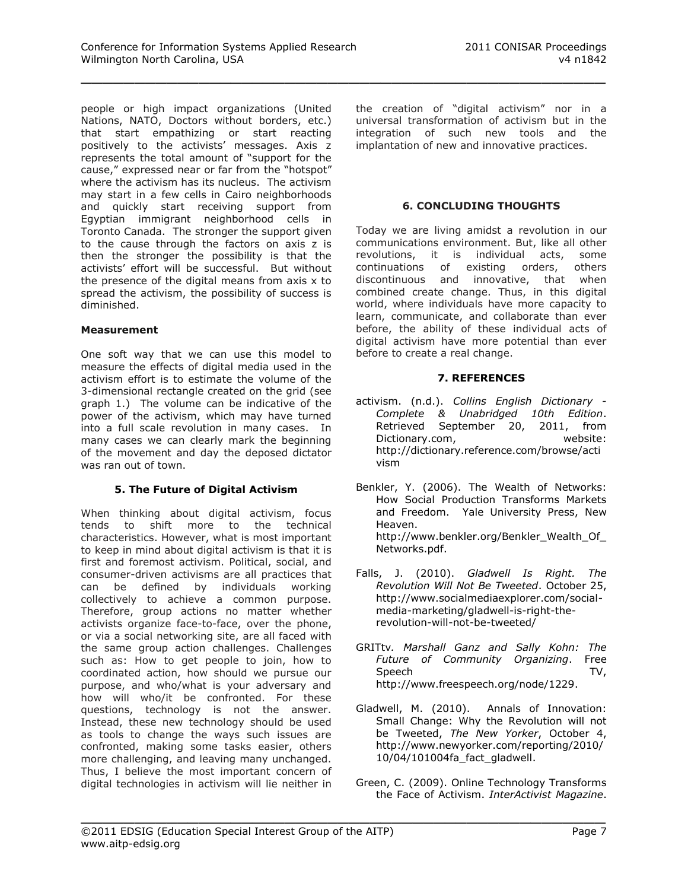people or high impact organizations (United Nations, NATO, Doctors without borders, etc.) that start empathizing or start reacting positively to the activists' messages. Axis z represents the total amount of "support for the cause," expressed near or far from the "hotspot" where the activism has its nucleus. The activism may start in a few cells in Cairo neighborhoods and quickly start receiving support from Egyptian immigrant neighborhood cells in Toronto Canada. The stronger the support given to the cause through the factors on axis z is then the stronger the possibility is that the activists' effort will be successful. But without the presence of the digital means from axis x to spread the activism, the possibility of success is diminished.

**Measurement**

One soft way that we can use this model to measure the effects of digital media used in the activism effort is to estimate the volume of the 3-dimensional rectangle created on the grid (see graph 1.) The volume can be indicative of the power of the activism, which may have turned into a full scale revolution in many cases. In many cases we can clearly mark the beginning of the movement and day the deposed dictator was ran out of town.

## 5. The Future of Digital Activism

When thinking about digital activism, focus tends to shift more to the technical characteristics. However, what is most important to keep in mind about digital activism is that it is first and foremost activism. Political, social, and consumer-driven activisms are all practices that can be defined by individuals working collectively to achieve a common purpose. Therefore, group actions no matter whether activists organize face-to-face, over the phone, or via a social networking site, are all faced with the same group action challenges. Challenges such as: How to get people to join, how to coordinated action, how should we pursue our purpose, and who/what is your adversary and how will who/it be confronted. For these questions, technology is not the answer. Instead, these new technology should be used as tools to change the ways such issues are confronted, making some tasks easier, others more challenging, and leaving many unchanged. Thus, I believe the most important concern of digital technologies in activism will lie neither in the creation of "digital activism" nor in a universal transformation of activism but in the integration of such new tools and the implantation of new and innovative practices.

## 6. CONCLUDING THOUGHTS

Today we are living amidst a revolution in our communications environment. But, like all other revolutions, it is individual acts, some continuations of existing orders, others discontinuous and innovative, that when combined create change. Thus, in this digital world, where individuals have more capacity to learn, communicate, and collaborate than ever before, the ability of these individual acts of digital activism have more potential than ever before to create a real change.

## 7. REFERENCES

activism. (n.d.). *Collins English Dictionary - Complete & Unabridged 10th Edition*. Retrieved September 20, 2011, from Dictionary.com, website: http://dictionary.reference.com/browse/activism

Benkler, Y. (2006). The Wealth of Networks: How Social Production Transforms Markets and Freedom. Yale University Press, New Heaven. http://www.benkler.org/Benkler_Wealth_Of_Networks.pdf.

Falls, J. (2010). *Gladwell Is Right. The Revolution Will Not Be Tweeted*. October 25, http://www.socialmediaexplorer.com/social-media-marketing/gladwell-is-right-the-revolution-will-not-be-tweeted/

GRITtv*. Marshall Ganz and Sally Kohn: The Future of Community Organizing*. Free Speech TV, http://www.freespeech.org/node/1229.

Gladwell, M. (2010). Annals of Innovation: Small Change: Why the Revolution will not be Tweeted, *The New Yorker*, October 4, http://www.newyorker.com/reporting/2010/10/04/101004fa_fact_gladwell.

Green, C. (2009). Online Technology Transforms the Face of Activism. *InterActivist Magazine*.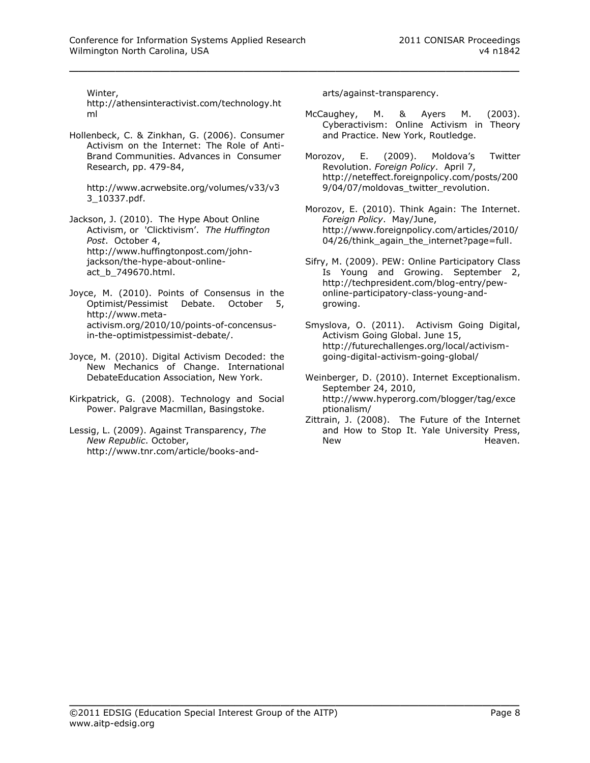Winter, http://athensinteractivist.com/technology.html

Hollenbeck, C. & Zinkhan, G. (2006). Consumer Activism on the Internet: The Role of Anti-Brand Communities. Advances in Consumer Research, pp. 479-84,

http://www.acrwebsite.org/volumes/v33/v33_10337.pdf.

Jackson, J. (2010). The Hype About Online Activism, or 'Clicktivism'. *The Huffington Post*. October 4, http://www.huffingtonpost.com/john-jackson/the-hype-about-online-act_b_749670.html.

Joyce, M. (2010). Points of Consensus in the Optimist/Pessimist Debate. October 5, http://www.meta-activism.org/2010/10/points-of-concensus-in-the-optimistpessimist-debate/.

Joyce, M. (2010). Digital Activism Decoded: the New Mechanics of Change. International DebateEducation Association, New York.

Kirkpatrick, G. (2008). Technology and Social Power. Palgrave Macmillan, Basingstoke.

Lessig, L. (2009). Against Transparency, *The New Republic*. October, http://www.tnr.com/article/books-and-arts/against-transparency.

McCaughey, M. & Ayers M. (2003). Cyberactivism: Online Activism in Theory and Practice. New York, Routledge.

Morozov, E. (2009). Moldova's Twitter Revolution. *Foreign Policy*. April 7, http://neteffect.foreignpolicy.com/posts/2009/04/07/moldovas_twitter_revolution.

Morozov, E. (2010). Think Again: The Internet. *Foreign Policy*. May/June, http://www.foreignpolicy.com/articles/2010/04/26/think_again_the_internet?page=full.

Sifry, M. (2009). PEW: Online Participatory Class Is Young and Growing. September 2, http://techpresident.com/blog-entry/pew-online-participatory-class-young-and-growing.

Smyslova, O. (2011). Activism Going Digital, Activism Going Global. June 15, http://futurechallenges.org/local/activism-going-digital-activism-going-global/

Weinberger, D. (2010). Internet Exceptionalism. September 24, 2010, http://www.hyperorg.com/blogger/tag/exceptionalism/

Zittrain, J. (2008). The Future of the Internet and How to Stop It. Yale University Press, New Heaven.